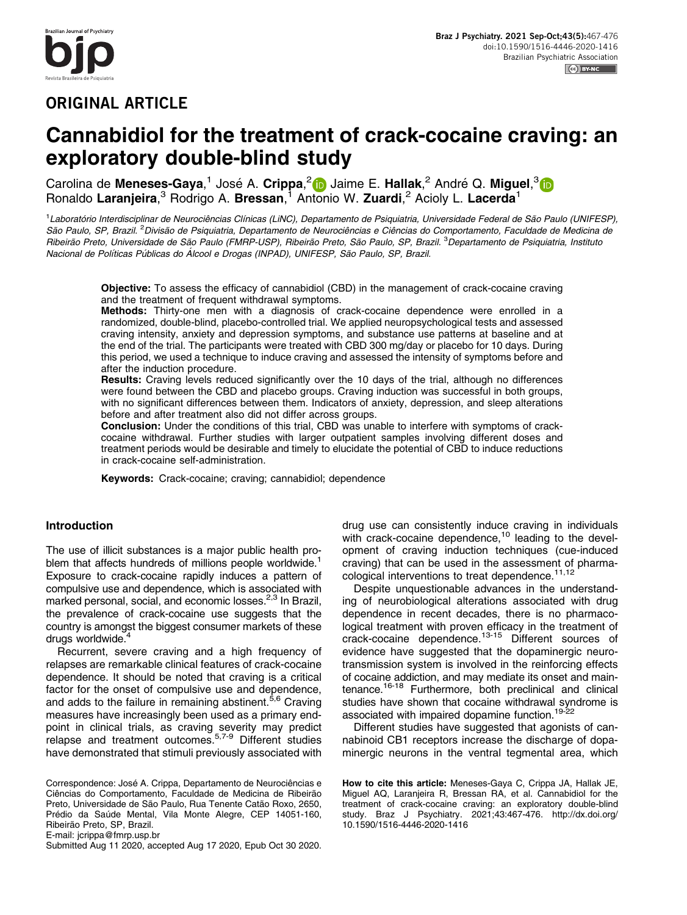ORIGINAL ARTICLE

# Cannabidiol for the treatment of crack-cocaine craving: an exploratory double-blind study

Carolina de **Meneses-Gaya**,[1] José A. **Crippa**,[2] Jaime E. **Hallak**,[2] André Q. **Miguel**,[3] Ronaldo **Laranjeira**,[3] Rodrigo A. **Bressan**,[1] Antonio W. **Zuardi**,[2] Acioly L. **Lacerda**[1]

[1]*Laboratório Interdisciplinar de Neurociências Clínicas (LiNC), Departamento de Psiquiatria, Universidade Federal de São Paulo (UNIFESP), São Paulo, SP, Brazil.* [2]*Divisão de Psiquiatria, Departamento de Neurociências e Ciências do Comportamento, Faculdade de Medicina de Ribeirão Preto, Universidade de São Paulo (FMRP-USP), Ribeirão Preto, São Paulo, SP, Brazil.* [3]*Departamento de Psiquiatria, Instituto Nacional de Políticas Públicas do Álcool e Drogas (INPAD), UNIFESP, São Paulo, SP, Brazil.*

**Objective:** To assess the efficacy of cannabidiol (CBD) in the management of crack-cocaine craving and the treatment of frequent withdrawal symptoms.
**Methods:** Thirty-one men with a diagnosis of crack-cocaine dependence were enrolled in a randomized, double-blind, placebo-controlled trial. We applied neuropsychological tests and assessed craving intensity, anxiety and depression symptoms, and substance use patterns at baseline and at the end of the trial. The participants were treated with CBD 300 mg/day or placebo for 10 days. During this period, we used a technique to induce craving and assessed the intensity of symptoms before and after the induction procedure.
**Results:** Craving levels reduced significantly over the 10 days of the trial, although no differences were found between the CBD and placebo groups. Craving induction was successful in both groups, with no significant differences between them. Indicators of anxiety, depression, and sleep alterations before and after treatment also did not differ across groups.
**Conclusion:** Under the conditions of this trial, CBD was unable to interfere with symptoms of crack-cocaine withdrawal. Further studies with larger outpatient samples involving different doses and treatment periods would be desirable and timely to elucidate the potential of CBD to induce reductions in crack-cocaine self-administration.

**Keywords:** Crack-cocaine; craving; cannabidiol; dependence

## Introduction

The use of illicit substances is a major public health problem that affects hundreds of millions people worldwide.[1] Exposure to crack-cocaine rapidly induces a pattern of compulsive use and dependence, which is associated with marked personal, social, and economic losses.[2,3] In Brazil, the prevalence of crack-cocaine use suggests that the country is amongst the biggest consumer markets of these drugs worldwide.[4]

Recurrent, severe craving and a high frequency of relapses are remarkable clinical features of crack-cocaine dependence. It should be noted that craving is a critical factor for the onset of compulsive use and dependence, and adds to the failure in remaining abstinent.[5,6] Craving measures have increasingly been used as a primary endpoint in clinical trials, as craving severity may predict relapse and treatment outcomes.[5,7-9] Different studies have demonstrated that stimuli previously associated with drug use can consistently induce craving in individuals with crack-cocaine dependence,[10] leading to the development of craving induction techniques (cue-induced craving) that can be used in the assessment of pharmacological interventions to treat dependence.[11,12]

Despite unquestionable advances in the understanding of neurobiological alterations associated with drug dependence in recent decades, there is no pharmacological treatment with proven efficacy in the treatment of crack-cocaine dependence.[13-15] Different sources of evidence have suggested that the dopaminergic neurotransmission system is involved in the reinforcing effects of cocaine addiction, and may mediate its onset and maintenance.[16-18] Furthermore, both preclinical and clinical studies have shown that cocaine withdrawal syndrome is associated with impaired dopamine function.[19-22]

Different studies have suggested that agonists of cannabinoid CB1 receptors increase the discharge of dopaminergic neurons in the ventral tegmental area, which

Correspondence: José A. Crippa, Departamento de Neurociências e Ciências do Comportamento, Faculdade de Medicina de Ribeirão Preto, Universidade de São Paulo, Rua Tenente Catão Roxo, 2650, Prédio da Saúde Mental, Vila Monte Alegre, CEP 14051-160, Ribeirão Preto, SP, Brazil.
E-mail: jcrippa@fmrp.usp.br
Submitted Aug 11 2020, accepted Aug 17 2020, Epub Oct 30 2020.

**How to cite this article:** Meneses-Gaya C, Crippa JA, Hallak JE, Miguel AQ, Laranjeira R, Bressan RA, et al. Cannabidiol for the treatment of crack-cocaine craving: an exploratory double-blind study. Braz J Psychiatry. 2021;43:467-476. http://dx.doi.org/10.1590/1516-4446-2020-1416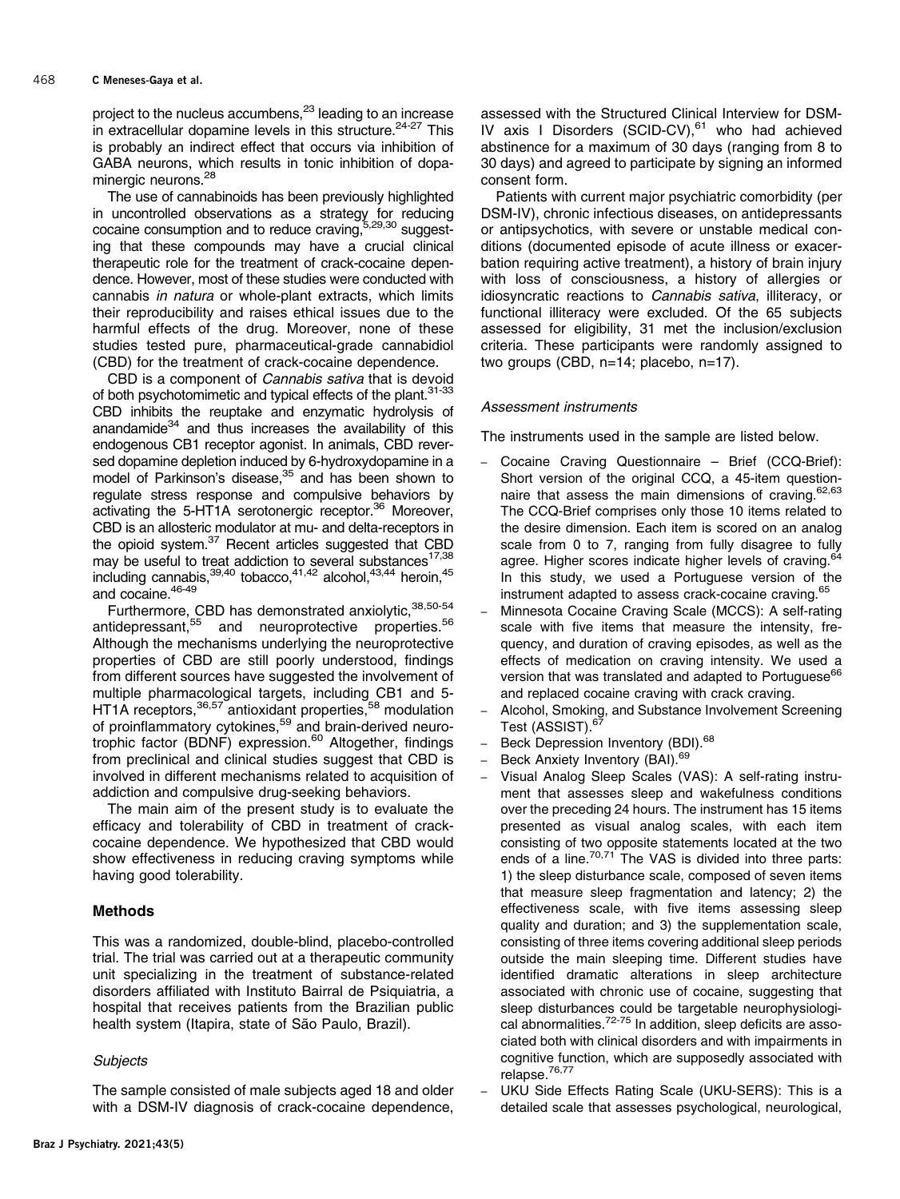project to the nucleus accumbens,[23] leading to an increase in extracellular dopamine levels in this structure.[24-27] This is probably an indirect effect that occurs via inhibition of GABA neurons, which results in tonic inhibition of dopaminergic neurons.[28]

The use of cannabinoids has been previously highlighted in uncontrolled observations as a strategy for reducing cocaine consumption and to reduce craving,[5,29,30] suggesting that these compounds may have a crucial clinical therapeutic role for the treatment of crack-cocaine dependence. However, most of these studies were conducted with cannabis *in natura* or whole-plant extracts, which limits their reproducibility and raises ethical issues due to the harmful effects of the drug. Moreover, none of these studies tested pure, pharmaceutical-grade cannabidiol (CBD) for the treatment of crack-cocaine dependence.

CBD is a component of *Cannabis sativa* that is devoid of both psychotomimetic and typical effects of the plant.[31-33] CBD inhibits the reuptake and enzymatic hydrolysis of anandamide[34] and thus increases the availability of this endogenous CB1 receptor agonist. In animals, CBD reversed dopamine depletion induced by 6-hydroxydopamine in a model of Parkinson's disease,[35] and has been shown to regulate stress response and compulsive behaviors by activating the 5-HT1A serotonergic receptor.[36] Moreover, CBD is an allosteric modulator at mu- and delta-receptors in the opioid system.[37] Recent articles suggested that CBD may be useful to treat addiction to several substances[17,38] including cannabis,[39,40] tobacco,[41,42] alcohol,[43,44] heroin,[45] and cocaine.[46-49]

Furthermore, CBD has demonstrated anxiolytic,[38,50-54] antidepressant,[55] and neuroprotective properties.[56] Although the mechanisms underlying the neuroprotective properties of CBD are still poorly understood, findings from different sources have suggested the involvement of multiple pharmacological targets, including CB1 and 5-HT1A receptors,[36,57] antioxidant properties,[58] modulation of proinflammatory cytokines,[59] and brain-derived neurotrophic factor (BDNF) expression.[60] Altogether, findings from preclinical and clinical studies suggest that CBD is involved in different mechanisms related to acquisition of addiction and compulsive drug-seeking behaviors.

The main aim of the present study is to evaluate the efficacy and tolerability of CBD in treatment of crack-cocaine dependence. We hypothesized that CBD would show effectiveness in reducing craving symptoms while having good tolerability.

## Methods

This was a randomized, double-blind, placebo-controlled trial. The trial was carried out at a therapeutic community unit specializing in the treatment of substance-related disorders affiliated with Instituto Bairral de Psiquiatria, a hospital that receives patients from the Brazilian public health system (Itapira, state of São Paulo, Brazil).

### *Subjects*

The sample consisted of male subjects aged 18 and older with a DSM-IV diagnosis of crack-cocaine dependence, assessed with the Structured Clinical Interview for DSM-IV axis I Disorders (SCID-CV),[61] who had achieved abstinence for a maximum of 30 days (ranging from 8 to 30 days) and agreed to participate by signing an informed consent form.

Patients with current major psychiatric comorbidity (per DSM-IV), chronic infectious diseases, on antidepressants or antipsychotics, with severe or unstable medical conditions (documented episode of acute illness or exacerbation requiring active treatment), a history of brain injury with loss of consciousness, a history of allergies or idiosyncratic reactions to *Cannabis sativa*, illiteracy, or functional illiteracy were excluded. Of the 65 subjects assessed for eligibility, 31 met the inclusion/exclusion criteria. These participants were randomly assigned to two groups (CBD, n=14; placebo, n=17).

### *Assessment instruments*

The instruments used in the sample are listed below.

- Cocaine Craving Questionnaire – Brief (CCQ-Brief): Short version of the original CCQ, a 45-item questionnaire that assess the main dimensions of craving.[62,63] The CCQ-Brief comprises only those 10 items related to the desire dimension. Each item is scored on an analog scale from 0 to 7, ranging from fully disagree to fully agree. Higher scores indicate higher levels of craving.[64] In this study, we used a Portuguese version of the instrument adapted to assess crack-cocaine craving.[65]
- Minnesota Cocaine Craving Scale (MCCS): A self-rating scale with five items that measure the intensity, frequency, and duration of craving episodes, as well as the effects of medication on craving intensity. We used a version that was translated and adapted to Portuguese[66] and replaced cocaine craving with crack craving.
- Alcohol, Smoking, and Substance Involvement Screening Test (ASSIST).[67]
- Beck Depression Inventory (BDI).[68]
- Beck Anxiety Inventory (BAI).[69]
- Visual Analog Sleep Scales (VAS): A self-rating instrument that assesses sleep and wakefulness conditions over the preceding 24 hours. The instrument has 15 items presented as visual analog scales, with each item consisting of two opposite statements located at the two ends of a line.[70,71] The VAS is divided into three parts: 1) the sleep disturbance scale, composed of seven items that measure sleep fragmentation and latency; 2) the effectiveness scale, with five items assessing sleep quality and duration; and 3) the supplementation scale, consisting of three items covering additional sleep periods outside the main sleeping time. Different studies have identified dramatic alterations in sleep architecture associated with chronic use of cocaine, suggesting that sleep disturbances could be targetable neurophysiological abnormalities.[72-75] In addition, sleep deficits are associated both with clinical disorders and with impairments in cognitive function, which are supposedly associated with relapse.[76,77]
- UKU Side Effects Rating Scale (UKU-SERS): This is a detailed scale that assesses psychological, neurological,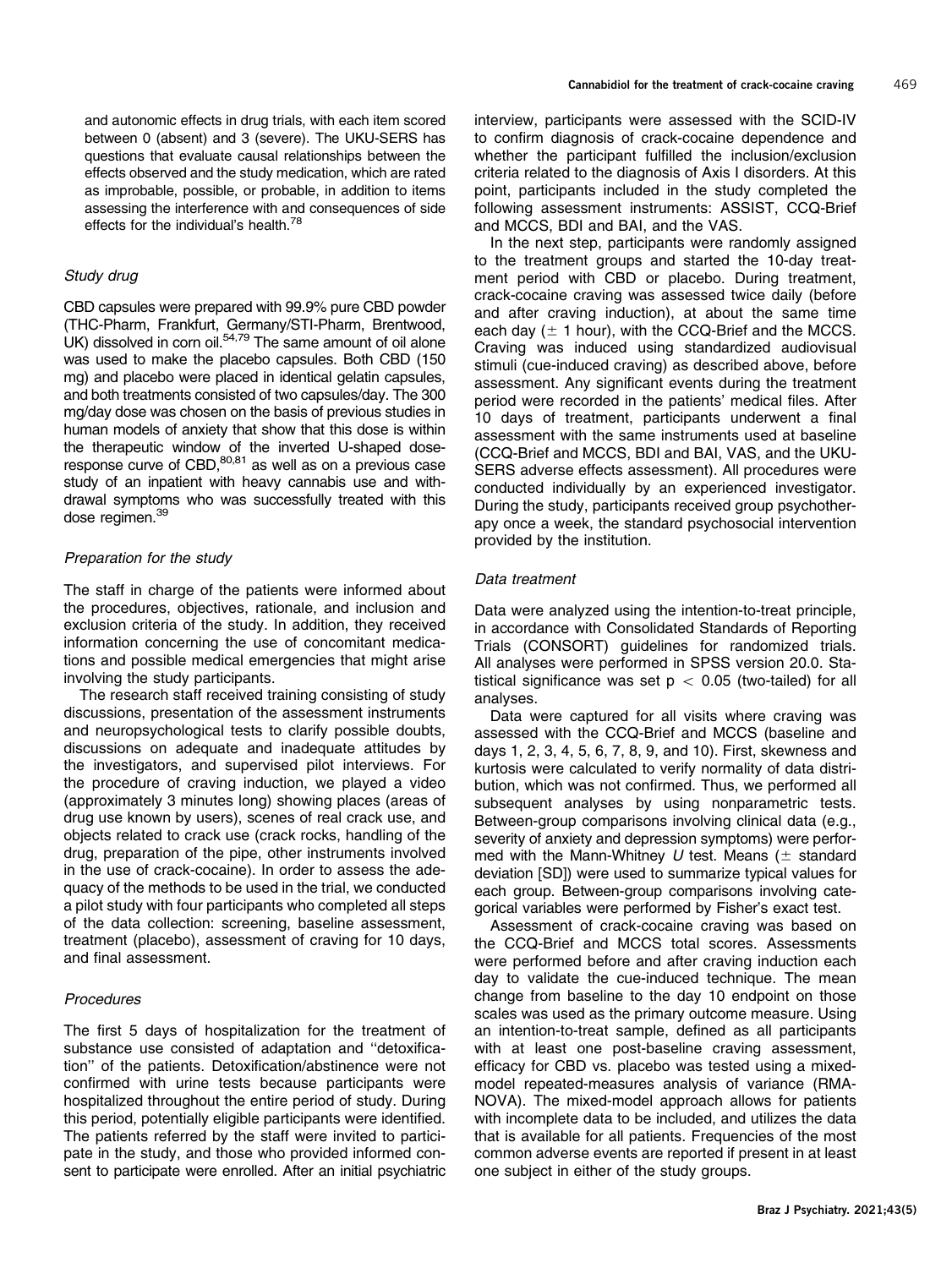and autonomic effects in drug trials, with each item scored between 0 (absent) and 3 (severe). The UKU-SERS has questions that evaluate causal relationships between the effects observed and the study medication, which are rated as improbable, possible, or probable, in addition to items assessing the interference with and consequences of side effects for the individual's health.[78]

### *Study drug*

CBD capsules were prepared with 99.9% pure CBD powder (THC-Pharm, Frankfurt, Germany/STI-Pharm, Brentwood, UK) dissolved in corn oil.[54,79] The same amount of oil alone was used to make the placebo capsules. Both CBD (150 mg) and placebo were placed in identical gelatin capsules, and both treatments consisted of two capsules/day. The 300 mg/day dose was chosen on the basis of previous studies in human models of anxiety that show that this dose is within the therapeutic window of the inverted U-shaped dose-response curve of CBD,[80,81] as well as on a previous case study of an inpatient with heavy cannabis use and withdrawal symptoms who was successfully treated with this dose regimen.[39]

### *Preparation for the study*

The staff in charge of the patients were informed about the procedures, objectives, rationale, and inclusion and exclusion criteria of the study. In addition, they received information concerning the use of concomitant medications and possible medical emergencies that might arise involving the study participants.

The research staff received training consisting of study discussions, presentation of the assessment instruments and neuropsychological tests to clarify possible doubts, discussions on adequate and inadequate attitudes by the investigators, and supervised pilot interviews. For the procedure of craving induction, we played a video (approximately 3 minutes long) showing places (areas of drug use known by users), scenes of real crack use, and objects related to crack use (crack rocks, handling of the drug, preparation of the pipe, other instruments involved in the use of crack-cocaine). In order to assess the adequacy of the methods to be used in the trial, we conducted a pilot study with four participants who completed all steps of the data collection: screening, baseline assessment, treatment (placebo), assessment of craving for 10 days, and final assessment.

### *Procedures*

The first 5 days of hospitalization for the treatment of substance use consisted of adaptation and ''detoxification'' of the patients. Detoxification/abstinence were not confirmed with urine tests because participants were hospitalized throughout the entire period of study. During this period, potentially eligible participants were identified. The patients referred by the staff were invited to participate in the study, and those who provided informed consent to participate were enrolled. After an initial psychiatric interview, participants were assessed with the SCID-IV to confirm diagnosis of crack-cocaine dependence and whether the participant fulfilled the inclusion/exclusion criteria related to the diagnosis of Axis I disorders. At this point, participants included in the study completed the following assessment instruments: ASSIST, CCQ-Brief and MCCS, BDI and BAI, and the VAS.

In the next step, participants were randomly assigned to the treatment groups and started the 10-day treatment period with CBD or placebo. During treatment, crack-cocaine craving was assessed twice daily (before and after craving induction), at about the same time each day ($\pm$ 1 hour), with the CCQ-Brief and the MCCS. Craving was induced using standardized audiovisual stimuli (cue-induced craving) as described above, before assessment. Any significant events during the treatment period were recorded in the patients' medical files. After 10 days of treatment, participants underwent a final assessment with the same instruments used at baseline (CCQ-Brief and MCCS, BDI and BAI, VAS, and the UKU-SERS adverse effects assessment). All procedures were conducted individually by an experienced investigator. During the study, participants received group psychotherapy once a week, the standard psychosocial intervention provided by the institution.

### *Data treatment*

Data were analyzed using the intention-to-treat principle, in accordance with Consolidated Standards of Reporting Trials (CONSORT) guidelines for randomized trials. All analyses were performed in SPSS version 20.0. Statistical significance was set $p < 0.05$ (two-tailed) for all analyses.

Data were captured for all visits where craving was assessed with the CCQ-Brief and MCCS (baseline and days 1, 2, 3, 4, 5, 6, 7, 8, 9, and 10). First, skewness and kurtosis were calculated to verify normality of data distribution, which was not confirmed. Thus, we performed all subsequent analyses by using nonparametric tests. Between-group comparisons involving clinical data (e.g., severity of anxiety and depression symptoms) were performed with the Mann-Whitney *U* test. Means ($\pm$ standard deviation [SD]) were used to summarize typical values for each group. Between-group comparisons involving categorical variables were performed by Fisher's exact test.

Assessment of crack-cocaine craving was based on the CCQ-Brief and MCCS total scores. Assessments were performed before and after craving induction each day to validate the cue-induced technique. The mean change from baseline to the day 10 endpoint on those scales was used as the primary outcome measure. Using an intention-to-treat sample, defined as all participants with at least one post-baseline craving assessment, efficacy for CBD vs. placebo was tested using a mixed-model repeated-measures analysis of variance (RMANOVA). The mixed-model approach allows for patients with incomplete data to be included, and utilizes the data that is available for all patients. Frequencies of the most common adverse events are reported if present in at least one subject in either of the study groups.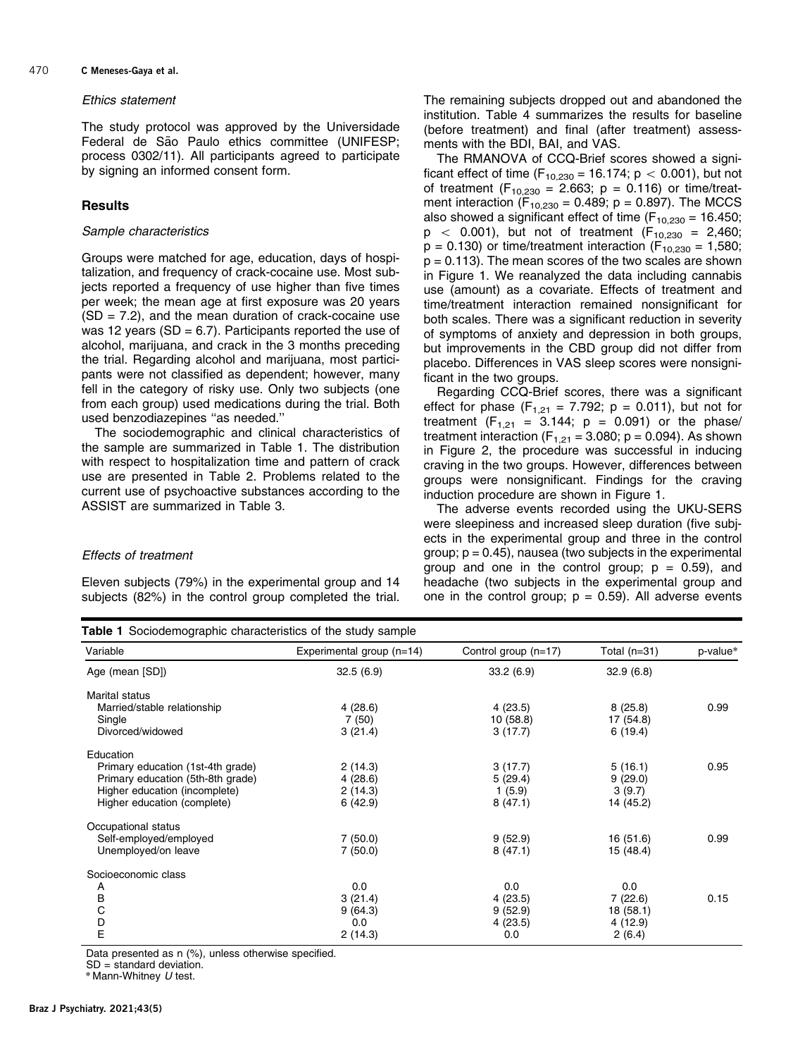### *Ethics statement*

The study protocol was approved by the Universidade Federal de São Paulo ethics committee (UNIFESP; process 0302/11). All participants agreed to participate by signing an informed consent form.

## Results

### *Sample characteristics*

Groups were matched for age, education, days of hospitalization, and frequency of crack-cocaine use. Most subjects reported a frequency of use higher than five times per week; the mean age at first exposure was 20 years (SD = 7.2), and the mean duration of crack-cocaine use was 12 years (SD = 6.7). Participants reported the use of alcohol, marijuana, and crack in the 3 months preceding the trial. Regarding alcohol and marijuana, most participants were not classified as dependent; however, many fell in the category of risky use. Only two subjects (one from each group) used medications during the trial. Both used benzodiazepines ''as needed.''

The sociodemographic and clinical characteristics of the sample are summarized in Table 1. The distribution with respect to hospitalization time and pattern of crack use are presented in Table 2. Problems related to the current use of psychoactive substances according to the ASSIST are summarized in Table 3.

### *Effects of treatment*

Eleven subjects (79%) in the experimental group and 14 subjects (82%) in the control group completed the trial. The remaining subjects dropped out and abandoned the institution. Table 4 summarizes the results for baseline (before treatment) and final (after treatment) assessments with the BDI, BAI, and VAS.

The RMANOVA of CCQ-Brief scores showed a significant effect of time ($F_{10,230}$ = 16.174; $p < 0.001$), but not of treatment ($F_{10,230}$ = 2.663; p = 0.116) or time/treatment interaction ($F_{10,230}$ = 0.489; p = 0.897). The MCCS also showed a significant effect of time ($F_{10,230}$ = 16.450; $p < 0.001$), but not of treatment ($F_{10,230}$ = 2,460; p = 0.130) or time/treatment interaction ($F_{10,230}$ = 1,580; p = 0.113). The mean scores of the two scales are shown in Figure 1. We reanalyzed the data including cannabis use (amount) as a covariate. Effects of treatment and time/treatment interaction remained nonsignificant for both scales. There was a significant reduction in severity of symptoms of anxiety and depression in both groups, but improvements in the CBD group did not differ from placebo. Differences in VAS sleep scores were nonsignificant in the two groups.

Regarding CCQ-Brief scores, there was a significant effect for phase ($F_{1,21}$ = 7.792; p = 0.011), but not for treatment ($F_{1,21}$ = 3.144; p = 0.091) or the phase/treatment interaction ($F_{1,21}$ = 3.080; p = 0.094). As shown in Figure 2, the procedure was successful in inducing craving in the two groups. However, differences between groups were nonsignificant. Findings for the craving induction procedure are shown in Figure 1.

The adverse events recorded using the UKU-SERS were sleepiness and increased sleep duration (five subjects in the experimental group and three in the control group; p = 0.45), nausea (two subjects in the experimental group and one in the control group; p = 0.59), and headache (two subjects in the experimental group and one in the control group; p = 0.59). All adverse events

**Table 1** Sociodemographic characteristics of the study sample

| Variable | Experimental group (n=14) | Control group (n=17) | Total (n=31) | p-value* |
|---|---|---|---|---|
| Age (mean [SD]) | 32.5 (6.9) | 33.2 (6.9) | 32.9 (6.8) | |
| Marital status | | | | |
| Married/stable relationship | 4 (28.6) | 4 (23.5) | 8 (25.8) | 0.99 |
| Single | 7 (50) | 10 (58.8) | 17 (54.8) | |
| Divorced/widowed | 3 (21.4) | 3 (17.7) | 6 (19.4) | |
| Education | | | | |
| Primary education (1st-4th grade) | 2 (14.3) | 3 (17.7) | 5 (16.1) | 0.95 |
| Primary education (5th-8th grade) | 4 (28.6) | 5 (29.4) | 9 (29.0) | |
| Higher education (incomplete) | 2 (14.3) | 1 (5.9) | 3 (9.7) | |
| Higher education (complete) | 6 (42.9) | 8 (47.1) | 14 (45.2) | |
| Occupational status | | | | |
| Self-employed/employed | 7 (50.0) | 9 (52.9) | 16 (51.6) | 0.99 |
| Unemployed/on leave | 7 (50.0) | 8 (47.1) | 15 (48.4) | |
| Socioeconomic class | | | | |
| A | 0.0 | 0.0 | 0.0 | |
| B | 3 (21.4) | 4 (23.5) | 7 (22.6) | 0.15 |
| C | 9 (64.3) | 9 (52.9) | 18 (58.1) | |
| D | 0.0 | 4 (23.5) | 4 (12.9) | |
| E | 2 (14.3) | 0.0 | 2 (6.4) | |

Data presented as n (%), unless otherwise specified.
SD = standard deviation.
* Mann-Whitney *U* test.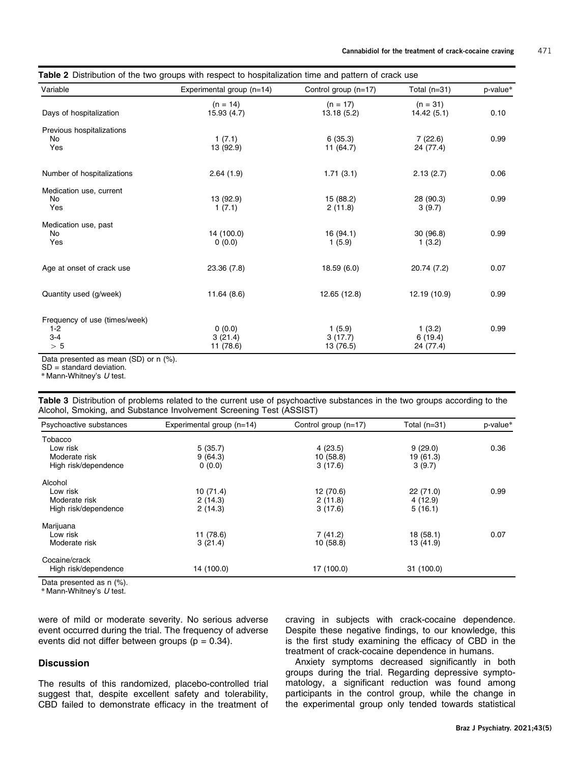**Table 2** Distribution of the two groups with respect to hospitalization time and pattern of crack use

| Variable | Experimental group (n=14) | Control group (n=17) | Total (n=31) | p-value* |
|---|---|---|---|---|
| | (n = 14) | (n = 17) | (n = 31) | |
| Days of hospitalization | 15.93 (4.7) | 13.18 (5.2) | 14.42 (5.1) | 0.10 |
| Previous hospitalizations | | | | 0.99 |
| No | 1 (7.1) | 6 (35.3) | 7 (22.6) | |
| Yes | 13 (92.9) | 11 (64.7) | 24 (77.4) | |
| Number of hospitalizations | 2.64 (1.9) | 1.71 (3.1) | 2.13 (2.7) | 0.06 |
| Medication use, current | | | | 0.99 |
| No | 13 (92.9) | 15 (88.2) | 28 (90.3) | |
| Yes | 1 (7.1) | 2 (11.8) | 3 (9.7) | |
| Medication use, past | | | | 0.99 |
| No | 14 (100.0) | 16 (94.1) | 30 (96.8) | |
| Yes | 0 (0.0) | 1 (5.9) | 1 (3.2) | |
| Age at onset of crack use | 23.36 (7.8) | 18.59 (6.0) | 20.74 (7.2) | 0.07 |
| Quantity used (g/week) | 11.64 (8.6) | 12.65 (12.8) | 12.19 (10.9) | 0.99 |
| Frequency of use (times/week) | | | | 0.99 |
| 1-2 | 0 (0.0) | 1 (5.9) | 1 (3.2) | |
| 3-4 | 3 (21.4) | 3 (17.7) | 6 (19.4) | |
| > 5 | 11 (78.6) | 13 (76.5) | 24 (77.4) | |

Data presented as mean (SD) or n (%).
SD = standard deviation.
* Mann-Whitney's *U* test.

**Table 3** Distribution of problems related to the current use of psychoactive substances in the two groups according to the Alcohol, Smoking, and Substance Involvement Screening Test (ASSIST)

| Psychoactive substances | Experimental group (n=14) | Control group (n=17) | Total (n=31) | p-value* |
|---|---|---|---|---|
| Tobacco | | | | 0.36 |
| Low risk | 5 (35.7) | 4 (23.5) | 9 (29.0) | |
| Moderate risk | 9 (64.3) | 10 (58.8) | 19 (61.3) | |
| High risk/dependence | 0 (0.0) | 3 (17.6) | 3 (9.7) | |
| Alcohol | | | | 0.99 |
| Low risk | 10 (71.4) | 12 (70.6) | 22 (71.0) | |
| Moderate risk | 2 (14.3) | 2 (11.8) | 4 (12.9) | |
| High risk/dependence | 2 (14.3) | 3 (17.6) | 5 (16.1) | |
| Marijuana | | | | 0.07 |
| Low risk | 11 (78.6) | 7 (41.2) | 18 (58.1) | |
| Moderate risk | 3 (21.4) | 10 (58.8) | 13 (41.9) | |
| Cocaine/crack | | | | |
| High risk/dependence | 14 (100.0) | 17 (100.0) | 31 (100.0) | |

Data presented as n (%).
* Mann-Whitney's *U* test.

were of mild or moderate severity. No serious adverse event occurred during the trial. The frequency of adverse events did not differ between groups ($p = 0.34$).

## Discussion

The results of this randomized, placebo-controlled trial suggest that, despite excellent safety and tolerability, CBD failed to demonstrate efficacy in the treatment of craving in subjects with crack-cocaine dependence. Despite these negative findings, to our knowledge, this is the first study examining the efficacy of CBD in the treatment of crack-cocaine dependence in humans.

Anxiety symptoms decreased significantly in both groups during the trial. Regarding depressive symptomatology, a significant reduction was found among participants in the control group, while the change in the experimental group only tended towards statistical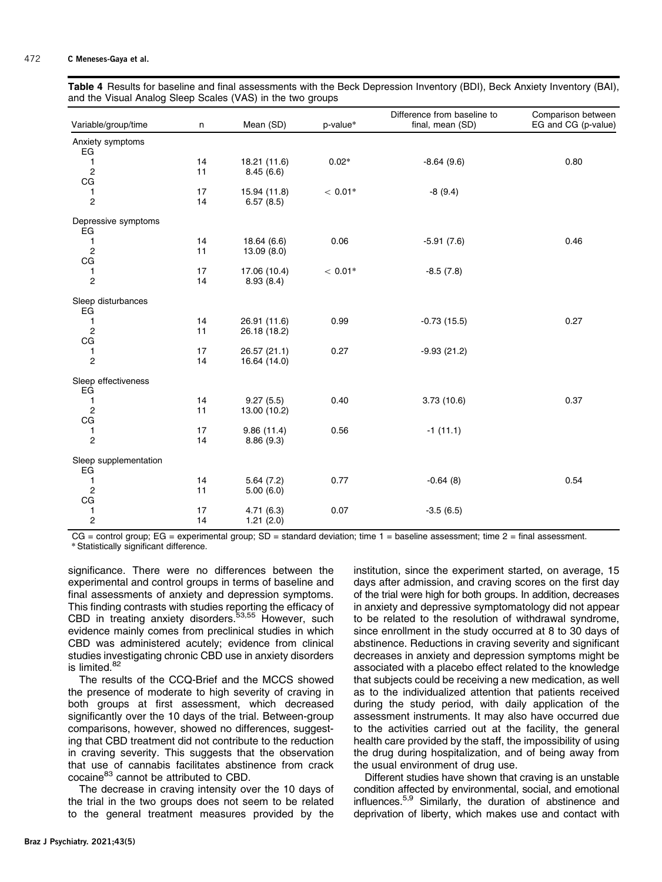**Table 4** Results for baseline and final assessments with the Beck Depression Inventory (BDI), Beck Anxiety Inventory (BAI), and the Visual Analog Sleep Scales (VAS) in the two groups

| Variable/group/time | n | Mean (SD) | p-value* | Difference from baseline to final, mean (SD) | Comparison between EG and CG (p-value) |
|---|---|---|---|---|---|
| Anxiety symptoms | | | | | |
| EG | | | | | |
| 1 | 14 | 18.21 (11.6) | 0.02* | -8.64 (9.6) | 0.80 |
| 2 | 11 | 8.45 (6.6) | | | |
| CG | | | | | |
| 1 | 17 | 15.94 (11.8) | < 0.01* | -8 (9.4) | |
| 2 | 14 | 6.57 (8.5) | | | |
| Depressive symptoms | | | | | |
| EG | | | | | |
| 1 | 14 | 18.64 (6.6) | 0.06 | -5.91 (7.6) | 0.46 |
| 2 | 11 | 13.09 (8.0) | | | |
| CG | | | | | |
| 1 | 17 | 17.06 (10.4) | < 0.01* | -8.5 (7.8) | |
| 2 | 14 | 8.93 (8.4) | | | |
| Sleep disturbances | | | | | |
| EG | | | | | |
| 1 | 14 | 26.91 (11.6) | 0.99 | -0.73 (15.5) | 0.27 |
| 2 | 11 | 26.18 (18.2) | | | |
| CG | | | | | |
| 1 | 17 | 26.57 (21.1) | 0.27 | -9.93 (21.2) | |
| 2 | 14 | 16.64 (14.0) | | | |
| Sleep effectiveness | | | | | |
| EG | | | | | |
| 1 | 14 | 9.27 (5.5) | 0.40 | 3.73 (10.6) | 0.37 |
| 2 | 11 | 13.00 (10.2) | | | |
| CG | | | | | |
| 1 | 17 | 9.86 (11.4) | 0.56 | -1 (11.1) | |
| 2 | 14 | 8.86 (9.3) | | | |
| Sleep supplementation | | | | | |
| EG | | | | | |
| 1 | 14 | 5.64 (7.2) | 0.77 | -0.64 (8) | 0.54 |
| 2 | 11 | 5.00 (6.0) | | | |
| CG | | | | | |
| 1 | 17 | 4.71 (6.3) | 0.07 | -3.5 (6.5) | |
| 2 | 14 | 1.21 (2.0) | | | |

CG = control group; EG = experimental group; SD = standard deviation; time 1 = baseline assessment; time 2 = final assessment.
* Statistically significant difference.

significance. There were no differences between the experimental and control groups in terms of baseline and final assessments of anxiety and depression symptoms. This finding contrasts with studies reporting the efficacy of CBD in treating anxiety disorders.[53,55] However, such evidence mainly comes from preclinical studies in which CBD was administered acutely; evidence from clinical studies investigating chronic CBD use in anxiety disorders is limited.[82]

The results of the CCQ-Brief and the MCCS showed the presence of moderate to high severity of craving in both groups at first assessment, which decreased significantly over the 10 days of the trial. Between-group comparisons, however, showed no differences, suggesting that CBD treatment did not contribute to the reduction in craving severity. This suggests that the observation that use of cannabis facilitates abstinence from crack cocaine[83] cannot be attributed to CBD.

The decrease in craving intensity over the 10 days of the trial in the two groups does not seem to be related to the general treatment measures provided by the institution, since the experiment started, on average, 15 days after admission, and craving scores on the first day of the trial were high for both groups. In addition, decreases in anxiety and depressive symptomatology did not appear to be related to the resolution of withdrawal syndrome, since enrollment in the study occurred at 8 to 30 days of abstinence. Reductions in craving severity and significant decreases in anxiety and depression symptoms might be associated with a placebo effect related to the knowledge that subjects could be receiving a new medication, as well as to the individualized attention that patients received during the study period, with daily application of the assessment instruments. It may also have occurred due to the activities carried out at the facility, the general health care provided by the staff, the impossibility of using the drug during hospitalization, and of being away from the usual environment of drug use.

Different studies have shown that craving is an unstable condition affected by environmental, social, and emotional influences.[5,9] Similarly, the duration of abstinence and deprivation of liberty, which makes use and contact with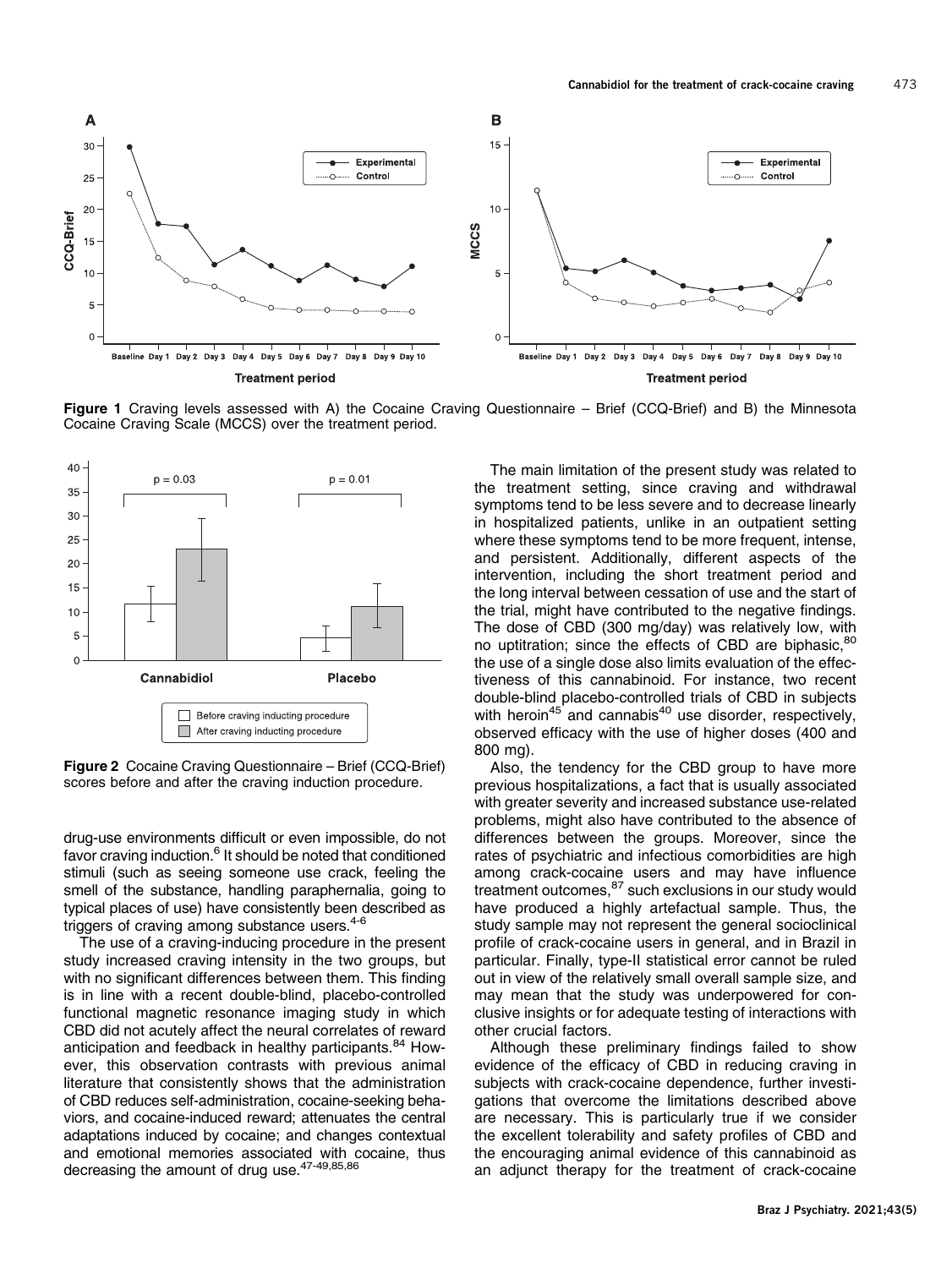Figure 1 Craving levels assessed with A) the Cocaine Craving Questionnaire – Brief (CCQ-Brief) and B) the Minnesota Cocaine Craving Scale (MCCS) over the treatment period.

Figure 2 Cocaine Craving Questionnaire – Brief (CCQ-Brief) scores before and after the craving induction procedure.

drug-use environments difficult or even impossible, do not favor craving induction.[6] It should be noted that conditioned stimuli (such as seeing someone use crack, feeling the smell of the substance, handling paraphernalia, going to typical places of use) have consistently been described as triggers of craving among substance users.[4-6]

The use of a craving-inducing procedure in the present study increased craving intensity in the two groups, but with no significant differences between them. This finding is in line with a recent double-blind, placebo-controlled functional magnetic resonance imaging study in which CBD did not acutely affect the neural correlates of reward anticipation and feedback in healthy participants.[84] However, this observation contrasts with previous animal literature that consistently shows that the administration of CBD reduces self-administration, cocaine-seeking behaviors, and cocaine-induced reward; attenuates the central adaptations induced by cocaine; and changes contextual and emotional memories associated with cocaine, thus decreasing the amount of drug use.[47-49,85,86]

The main limitation of the present study was related to the treatment setting, since craving and withdrawal symptoms tend to be less severe and to decrease linearly in hospitalized patients, unlike in an outpatient setting where these symptoms tend to be more frequent, intense, and persistent. Additionally, different aspects of the intervention, including the short treatment period and the long interval between cessation of use and the start of the trial, might have contributed to the negative findings. The dose of CBD (300 mg/day) was relatively low, with no uptitration; since the effects of CBD are biphasic,[80] the use of a single dose also limits evaluation of the effectiveness of this cannabinoid. For instance, two recent double-blind placebo-controlled trials of CBD in subjects with heroin[45] and cannabis[40] use disorder, respectively, observed efficacy with the use of higher doses (400 and 800 mg).

Also, the tendency for the CBD group to have more previous hospitalizations, a fact that is usually associated with greater severity and increased substance use-related problems, might also have contributed to the absence of differences between the groups. Moreover, since the rates of psychiatric and infectious comorbidities are high among crack-cocaine users and may have influence treatment outcomes,[87] such exclusions in our study would have produced a highly artefactual sample. Thus, the study sample may not represent the general socioclinical profile of crack-cocaine users in general, and in Brazil in particular. Finally, type-II statistical error cannot be ruled out in view of the relatively small overall sample size, and may mean that the study was underpowered for conclusive insights or for adequate testing of interactions with other crucial factors.

Although these preliminary findings failed to show evidence of the efficacy of CBD in reducing craving in subjects with crack-cocaine dependence, further investigations that overcome the limitations described above are necessary. This is particularly true if we consider the excellent tolerability and safety profiles of CBD and the encouraging animal evidence of this cannabinoid as an adjunct therapy for the treatment of crack-cocaine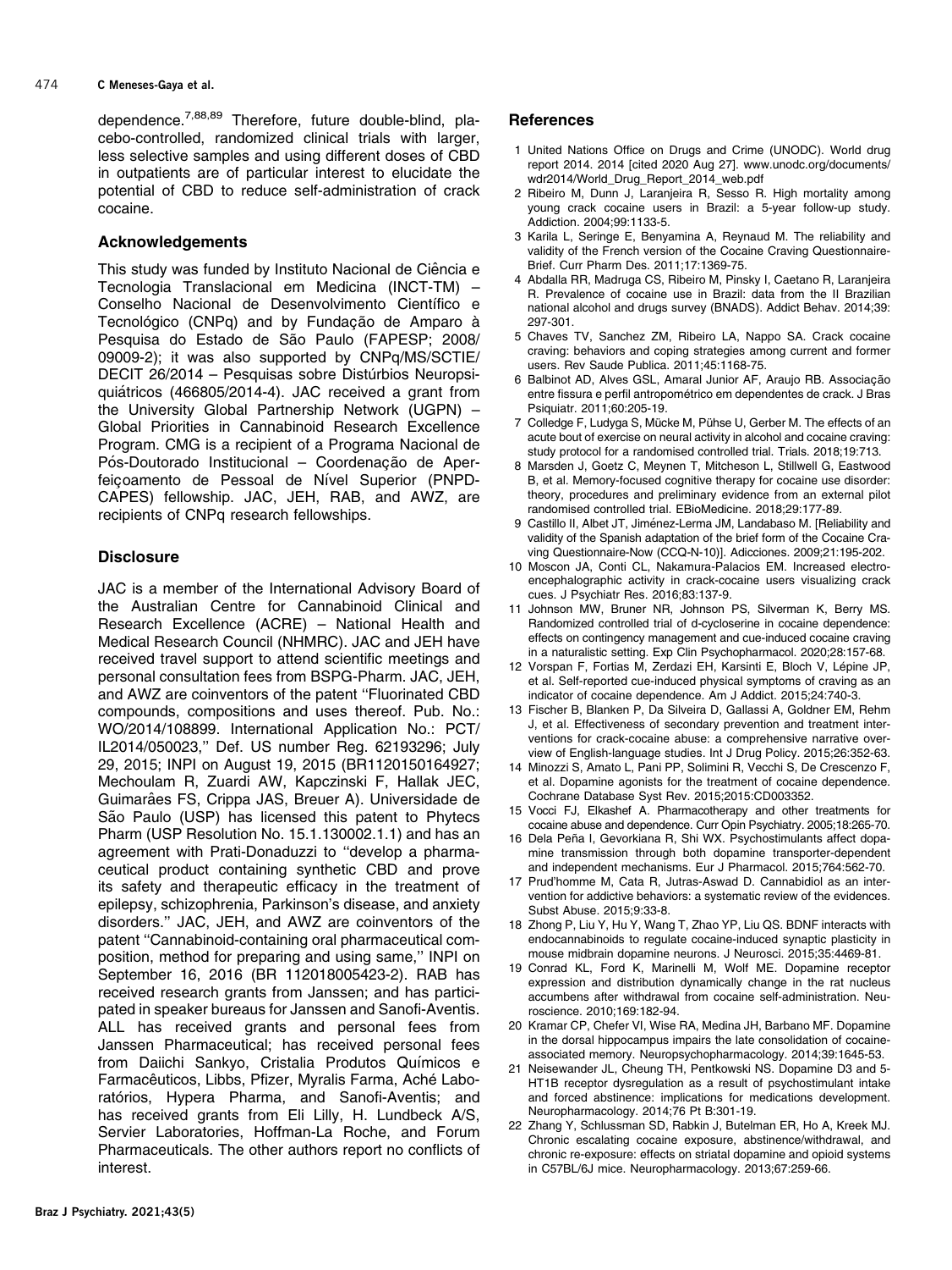dependence.[7,88,89] Therefore, future double-blind, placebo-controlled, randomized clinical trials with larger, less selective samples and using different doses of CBD in outpatients are of particular interest to elucidate the potential of CBD to reduce self-administration of crack cocaine.

## Acknowledgements

This study was funded by Instituto Nacional de Ciência e Tecnologia Translacional em Medicina (INCT-TM) – Conselho Nacional de Desenvolvimento Científico e Tecnológico (CNPq) and by Fundação de Amparo à Pesquisa do Estado de São Paulo (FAPESP; 2008/09009-2); it was also supported by CNPq/MS/SCTIE/DECIT 26/2014 – Pesquisas sobre Distúrbios Neuropsiquiátricos (466805/2014-4). JAC received a grant from the University Global Partnership Network (UGPN) – Global Priorities in Cannabinoid Research Excellence Program. CMG is a recipient of a Programa Nacional de Pós-Doutorado Institucional – Coordenação de Aperfeiçoamento de Pessoal de Nível Superior (PNPD-CAPES) fellowship. JAC, JEH, RAB, and AWZ, are recipients of CNPq research fellowships.

## Disclosure

JAC is a member of the International Advisory Board of the Australian Centre for Cannabinoid Clinical and Research Excellence (ACRE) – National Health and Medical Research Council (NHMRC). JAC and JEH have received travel support to attend scientific meetings and personal consultation fees from BSPG-Pharm. JAC, JEH, and AWZ are coinventors of the patent ''Fluorinated CBD compounds, compositions and uses thereof. Pub. No.: WO/2014/108899. International Application No.: PCT/IL2014/050023,'' Def. US number Reg. 62193296; July 29, 2015; INPI on August 19, 2015 (BR1120150164927; Mechoulam R, Zuardi AW, Kapczinski F, Hallak JEC, Guimarães FS, Crippa JAS, Breuer A). Universidade de São Paulo (USP) has licensed this patent to Phytecs Pharm (USP Resolution No. 15.1.130002.1.1) and has an agreement with Prati-Donaduzzi to ''develop a pharmaceutical product containing synthetic CBD and prove its safety and therapeutic efficacy in the treatment of epilepsy, schizophrenia, Parkinson's disease, and anxiety disorders.'' JAC, JEH, and AWZ are coinventors of the patent ''Cannabinoid-containing oral pharmaceutical composition, method for preparing and using same,'' INPI on September 16, 2016 (BR 112018005423-2). RAB has received research grants from Janssen; and has participated in speaker bureaus for Janssen and Sanofi-Aventis. ALL has received grants and personal fees from Janssen Pharmaceutical; has received personal fees from Daiichi Sankyo, Cristalia Produtos Químicos e Farmacêuticos, Libbs, Pfizer, Myralis Farma, Aché Laboratórios, Hypera Pharma, and Sanofi-Aventis; and has received grants from Eli Lilly, H. Lundbeck A/S, Servier Laboratories, Hoffman-La Roche, and Forum Pharmaceuticals. The other authors report no conflicts of interest.

## References

1. United Nations Office on Drugs and Crime (UNODC). World drug report 2014. 2014 [cited 2020 Aug 27]. www.unodc.org/documents/wdr2014/World_Drug_Report_2014_web.pdf
2. Ribeiro M, Dunn J, Laranjeira R, Sesso R. High mortality among young crack cocaine users in Brazil: a 5-year follow-up study. Addiction. 2004;99:1133-5.
3. Karila L, Seringe E, Benyamina A, Reynaud M. The reliability and validity of the French version of the Cocaine Craving Questionnaire-Brief. Curr Pharm Des. 2011;17:1369-75.
4. Abdalla RR, Madruga CS, Ribeiro M, Pinsky I, Caetano R, Laranjeira R. Prevalence of cocaine use in Brazil: data from the II Brazilian national alcohol and drugs survey (BNADS). Addict Behav. 2014;39:297-301.
5. Chaves TV, Sanchez ZM, Ribeiro LA, Nappo SA. Crack cocaine craving: behaviors and coping strategies among current and former users. Rev Saude Publica. 2011;45:1168-75.
6. Balbinot AD, Alves GSL, Amaral Junior AF, Araujo RB. Associação entre fissura e perfil antropométrico em dependentes de crack. J Bras Psiquiatr. 2011;60:205-19.
7. Colledge F, Ludyga S, Mücke M, Pühse U, Gerber M. The effects of an acute bout of exercise on neural activity in alcohol and cocaine craving: study protocol for a randomised controlled trial. Trials. 2018;19:713.
8. Marsden J, Goetz C, Meynen T, Mitcheson L, Stillwell G, Eastwood B, et al. Memory-focused cognitive therapy for cocaine use disorder: theory, procedures and preliminary evidence from an external pilot randomised controlled trial. EBioMedicine. 2018;29:177-89.
9. Castillo II, Albet JT, Jiménez-Lerma JM, Landabaso M. [Reliability and validity of the Spanish adaptation of the brief form of the Cocaine Craving Questionnaire-Now (CCQ-N-10)]. Adicciones. 2009;21:195-202.
10. Moscon JA, Conti CL, Nakamura-Palacios EM. Increased electroencephalographic activity in crack-cocaine users visualizing crack cues. J Psychiatr Res. 2016;83:137-9.
11. Johnson MW, Bruner NR, Johnson PS, Silverman K, Berry MS. Randomized controlled trial of d-cycloserine in cocaine dependence: effects on contingency management and cue-induced cocaine craving in a naturalistic setting. Exp Clin Psychopharmacol. 2020;28:157-68.
12. Vorspan F, Fortias M, Zerdazi EH, Karsinti E, Bloch V, Lépine JP, et al. Self-reported cue-induced physical symptoms of craving as an indicator of cocaine dependence. Am J Addict. 2015;24:740-3.
13. Fischer B, Blanken P, Da Silveira D, Gallassi A, Goldner EM, Rehm J, et al. Effectiveness of secondary prevention and treatment interventions for crack-cocaine abuse: a comprehensive narrative overview of English-language studies. Int J Drug Policy. 2015;26:352-63.
14. Minozzi S, Amato L, Pani PP, Solimini R, Vecchi S, De Crescenzo F, et al. Dopamine agonists for the treatment of cocaine dependence. Cochrane Database Syst Rev. 2015;2015:CD003352.
15. Vocci FJ, Elkashef A. Pharmacotherapy and other treatments for cocaine abuse and dependence. Curr Opin Psychiatry. 2005;18:265-70.
16. Dela Peña I, Gevorkiana R, Shi WX. Psychostimulants affect dopamine transmission through both dopamine transporter-dependent and independent mechanisms. Eur J Pharmacol. 2015;764:562-70.
17. Prud'homme M, Cata R, Jutras-Aswad D. Cannabidiol as an intervention for addictive behaviors: a systematic review of the evidences. Subst Abuse. 2015;9:33-8.
18. Zhong P, Liu Y, Hu Y, Wang T, Zhao YP, Liu QS. BDNF interacts with endocannabinoids to regulate cocaine-induced synaptic plasticity in mouse midbrain dopamine neurons. J Neurosci. 2015;35:4469-81.
19. Conrad KL, Ford K, Marinelli M, Wolf ME. Dopamine receptor expression and distribution dynamically change in the rat nucleus accumbens after withdrawal from cocaine self-administration. Neuroscience. 2010;169:182-94.
20. Kramar CP, Chefer VI, Wise RA, Medina JH, Barbano MF. Dopamine in the dorsal hippocampus impairs the late consolidation of cocaine-associated memory. Neuropsychopharmacology. 2014;39:1645-53.
21. Neisewander JL, Cheung TH, Pentkowski NS. Dopamine D3 and 5-HT1B receptor dysregulation as a result of psychostimulant intake and forced abstinence: implications for medications development. Neuropharmacology. 2014;76 Pt B:301-19.
22. Zhang Y, Schlussman SD, Rabkin J, Butelman ER, Ho A, Kreek MJ. Chronic escalating cocaine exposure, abstinence/withdrawal, and chronic re-exposure: effects on striatal dopamine and opioid systems in C57BL/6J mice. Neuropharmacology. 2013;67:259-66.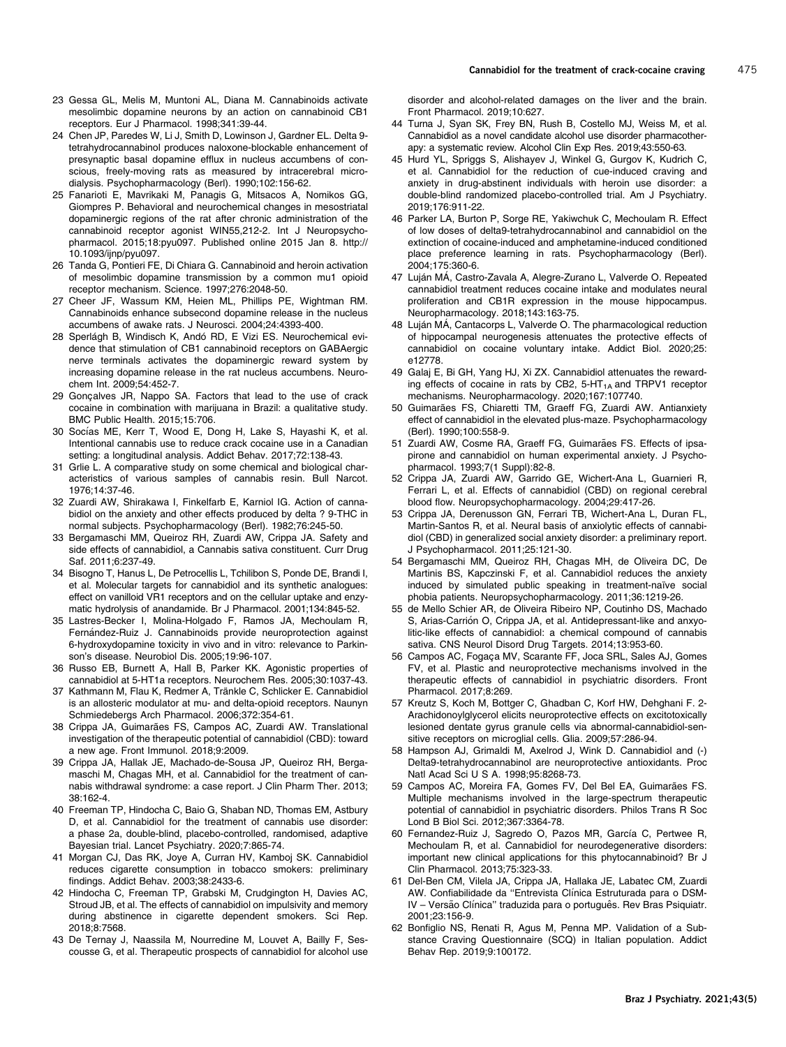23 Gessa GL, Melis M, Muntoni AL, Diana M. Cannabinoids activate mesolimbic dopamine neurons by an action on cannabinoid CB1 receptors. Eur J Pharmacol. 1998;341:39-44.

24 Chen JP, Paredes W, Li J, Smith D, Lowinson J, Gardner EL. Delta 9-tetrahydrocannabinol produces naloxone-blockable enhancement of presynaptic basal dopamine efflux in nucleus accumbens of conscious, freely-moving rats as measured by intracerebral microdialysis. Psychopharmacology (Berl). 1990;102:156-62.

25 Fanarioti E, Mavrikaki M, Panagis G, Mitsacos A, Nomikos GG, Giompres P. Behavioral and neurochemical changes in mesostriatal dopaminergic regions of the rat after chronic administration of the cannabinoid receptor agonist WIN55,212-2. Int J Neuropsychopharmacol. 2015;18:pyu097. Published online 2015 Jan 8. http://10.1093/ijnp/pyu097.

26 Tanda G, Pontieri FE, Di Chiara G. Cannabinoid and heroin activation of mesolimbic dopamine transmission by a common mu1 opioid receptor mechanism. Science. 1997;276:2048-50.

27 Cheer JF, Wassum KM, Heien ML, Phillips PE, Wightman RM. Cannabinoids enhance subsecond dopamine release in the nucleus accumbens of awake rats. J Neurosci. 2004;24:4393-400.

28 Sperlágh B, Windisch K, Andó RD, E Vizi ES. Neurochemical evidence that stimulation of CB1 cannabinoid receptors on GABAergic nerve terminals activates the dopaminergic reward system by increasing dopamine release in the rat nucleus accumbens. Neurochem Int. 2009;54:452-7.

29 Gonçalves JR, Nappo SA. Factors that lead to the use of crack cocaine in combination with marijuana in Brazil: a qualitative study. BMC Public Health. 2015;15:706.

30 Socías ME, Kerr T, Wood E, Dong H, Lake S, Hayashi K, et al. Intentional cannabis use to reduce crack cocaine use in a Canadian setting: a longitudinal analysis. Addict Behav. 2017;72:138-43.

31 Grlie L. A comparative study on some chemical and biological characteristics of various samples of cannabis resin. Bull Narcot. 1976;14:37-46.

32 Zuardi AW, Shirakawa I, Finkelfarb E, Karniol IG. Action of cannabidiol on the anxiety and other effects produced by delta ? 9-THC in normal subjects. Psychopharmacology (Berl). 1982;76:245-50.

33 Bergamaschi MM, Queiroz RH, Zuardi AW, Crippa JA. Safety and side effects of cannabidiol, a Cannabis sativa constituent. Curr Drug Saf. 2011;6:237-49.

34 Bisogno T, Hanus L, De Petrocellis L, Tchilibon S, Ponde DE, Brandi I, et al. Molecular targets for cannabidiol and its synthetic analogues: effect on vanilloid VR1 receptors and on the cellular uptake and enzymatic hydrolysis of anandamide. Br J Pharmacol. 2001;134:845-52.

35 Lastres-Becker I, Molina-Holgado F, Ramos JA, Mechoulam R, Fernández-Ruiz J. Cannabinoids provide neuroprotection against 6-hydroxydopamine toxicity in vivo and in vitro: relevance to Parkinson's disease. Neurobiol Dis. 2005;19:96-107.

36 Russo EB, Burnett A, Hall B, Parker KK. Agonistic properties of cannabidiol at 5-HT1a receptors. Neurochem Res. 2005;30:1037-43.

37 Kathmann M, Flau K, Redmer A, Tränkle C, Schlicker E. Cannabidiol is an allosteric modulator at mu- and delta-opioid receptors. Naunyn Schmiedebergs Arch Pharmacol. 2006;372:354-61.

38 Crippa JA, Guimarães FS, Campos AC, Zuardi AW. Translational investigation of the therapeutic potential of cannabidiol (CBD): toward a new age. Front Immunol. 2018;9:2009.

39 Crippa JA, Hallak JE, Machado-de-Sousa JP, Queiroz RH, Bergamaschi M, Chagas MH, et al. Cannabidiol for the treatment of cannabis withdrawal syndrome: a case report. J Clin Pharm Ther. 2013;38:162-4.

40 Freeman TP, Hindocha C, Baio G, Shaban ND, Thomas EM, Astbury D, et al. Cannabidiol for the treatment of cannabis use disorder: a phase 2a, double-blind, placebo-controlled, randomised, adaptive Bayesian trial. Lancet Psychiatry. 2020;7:865-74.

41 Morgan CJ, Das RK, Joye A, Curran HV, Kamboj SK. Cannabidiol reduces cigarette consumption in tobacco smokers: preliminary findings. Addict Behav. 2003;38:2433-6.

42 Hindocha C, Freeman TP, Grabski M, Crudgington H, Davies AC, Stroud JB, et al. The effects of cannabidiol on impulsivity and memory during abstinence in cigarette dependent smokers. Sci Rep. 2018;8:7568.

43 De Ternay J, Naassila M, Nourredine M, Louvet A, Bailly F, Sescousse G, et al. Therapeutic prospects of cannabidiol for alcohol use disorder and alcohol-related damages on the liver and the brain. Front Pharmacol. 2019;10:627.

44 Turna J, Syan SK, Frey BN, Rush B, Costello MJ, Weiss M, et al. Cannabidiol as a novel candidate alcohol use disorder pharmacotherapy: a systematic review. Alcohol Clin Exp Res. 2019;43:550-63.

45 Hurd YL, Spriggs S, Alishayev J, Winkel G, Gurgov K, Kudrich C, et al. Cannabidiol for the reduction of cue-induced craving and anxiety in drug-abstinent individuals with heroin use disorder: a double-blind randomized placebo-controlled trial. Am J Psychiatry. 2019;176:911-22.

46 Parker LA, Burton P, Sorge RE, Yakiwchuk C, Mechoulam R. Effect of low doses of delta9-tetrahydrocannabinol and cannabidiol on the extinction of cocaine-induced and amphetamine-induced conditioned place preference learning in rats. Psychopharmacology (Berl). 2004;175:360-6.

47 Luján MÁ, Castro-Zavala A, Alegre-Zurano L, Valverde O. Repeated cannabidiol treatment reduces cocaine intake and modulates neural proliferation and CB1R expression in the mouse hippocampus. Neuropharmacology. 2018;143:163-75.

48 Luján MÁ, Cantacorps L, Valverde O. The pharmacological reduction of hippocampal neurogenesis attenuates the protective effects of cannabidiol on cocaine voluntary intake. Addict Biol. 2020;25:e12778.

49 Galaj E, Bi GH, Yang HJ, Xi ZX. Cannabidiol attenuates the rewarding effects of cocaine in rats by CB2, 5-$HT_{1A}$ and TRPV1 receptor mechanisms. Neuropharmacology. 2020;167:107740.

50 Guimarães FS, Chiaretti TM, Graeff FG, Zuardi AW. Antianxiety effect of cannabidiol in the elevated plus-maze. Psychopharmacology (Berl). 1990;100:558-9.

51 Zuardi AW, Cosme RA, Graeff FG, Guimarães FS. Effects of ipsapirone and cannabidiol on human experimental anxiety. J Psychopharmacol. 1993;7(1 Suppl):82-8.

52 Crippa JA, Zuardi AW, Garrido GE, Wichert-Ana L, Guarnieri R, Ferrari L, et al. Effects of cannabidiol (CBD) on regional cerebral blood flow. Neuropsychopharmacology. 2004;29:417-26.

53 Crippa JA, Derenusson GN, Ferrari TB, Wichert-Ana L, Duran FL, Martin-Santos R, et al. Neural basis of anxiolytic effects of cannabidiol (CBD) in generalized social anxiety disorder: a preliminary report. J Psychopharmacol. 2011;25:121-30.

54 Bergamaschi MM, Queiroz RH, Chagas MH, de Oliveira DC, De Martinis BS, Kapczinski F, et al. Cannabidiol reduces the anxiety induced by simulated public speaking in treatment-naïve social phobia patients. Neuropsychopharmacology. 2011;36:1219-26.

55 de Mello Schier AR, de Oliveira Ribeiro NP, Coutinho DS, Machado S, Arias-Carrión O, Crippa JA, et al. Antidepressant-like and anxyolitic-like effects of cannabidiol: a chemical compound of cannabis sativa. CNS Neurol Disord Drug Targets. 2014;13:953-60.

56 Campos AC, Fogaça MV, Scarante FF, Joca SRL, Sales AJ, Gomes FV, et al. Plastic and neuroprotective mechanisms involved in the therapeutic effects of cannabidiol in psychiatric disorders. Front Pharmacol. 2017;8:269.

57 Kreutz S, Koch M, Bottger C, Ghadban C, Korf HW, Dehghani F. 2-Arachidonoylglycerol elicits neuroprotective effects on excitotoxically lesioned dentate gyrus granule cells via abnormal-cannabidiol-sensitive receptors on microglial cells. Glia. 2009;57:286-94.

58 Hampson AJ, Grimaldi M, Axelrod J, Wink D. Cannabidiol and (-) Delta9-tetrahydrocannabinol are neuroprotective antioxidants. Proc Natl Acad Sci U S A. 1998;95:8268-73.

59 Campos AC, Moreira FA, Gomes FV, Del Bel EA, Guimarães FS. Multiple mechanisms involved in the large-spectrum therapeutic potential of cannabidiol in psychiatric disorders. Philos Trans R Soc Lond B Biol Sci. 2012;367:3364-78.

60 Fernandez-Ruiz J, Sagredo O, Pazos MR, García C, Pertwee R, Mechoulam R, et al. Cannabidiol for neurodegenerative disorders: important new clinical applications for this phytocannabinoid? Br J Clin Pharmacol. 2013;75:323-33.

61 Del-Ben CM, Vilela JA, Crippa JA, Hallaka JE, Labatec CM, Zuardi AW. Confiabilidade da ''Entrevista Clínica Estruturada para o DSM-IV – Versão Clínica'' traduzida para o português. Rev Bras Psiquiatr. 2001;23:156-9.

62 Bonfiglio NS, Renati R, Agus M, Penna MP. Validation of a Substance Craving Questionnaire (SCQ) in Italian population. Addict Behav Rep. 2019;9:100172.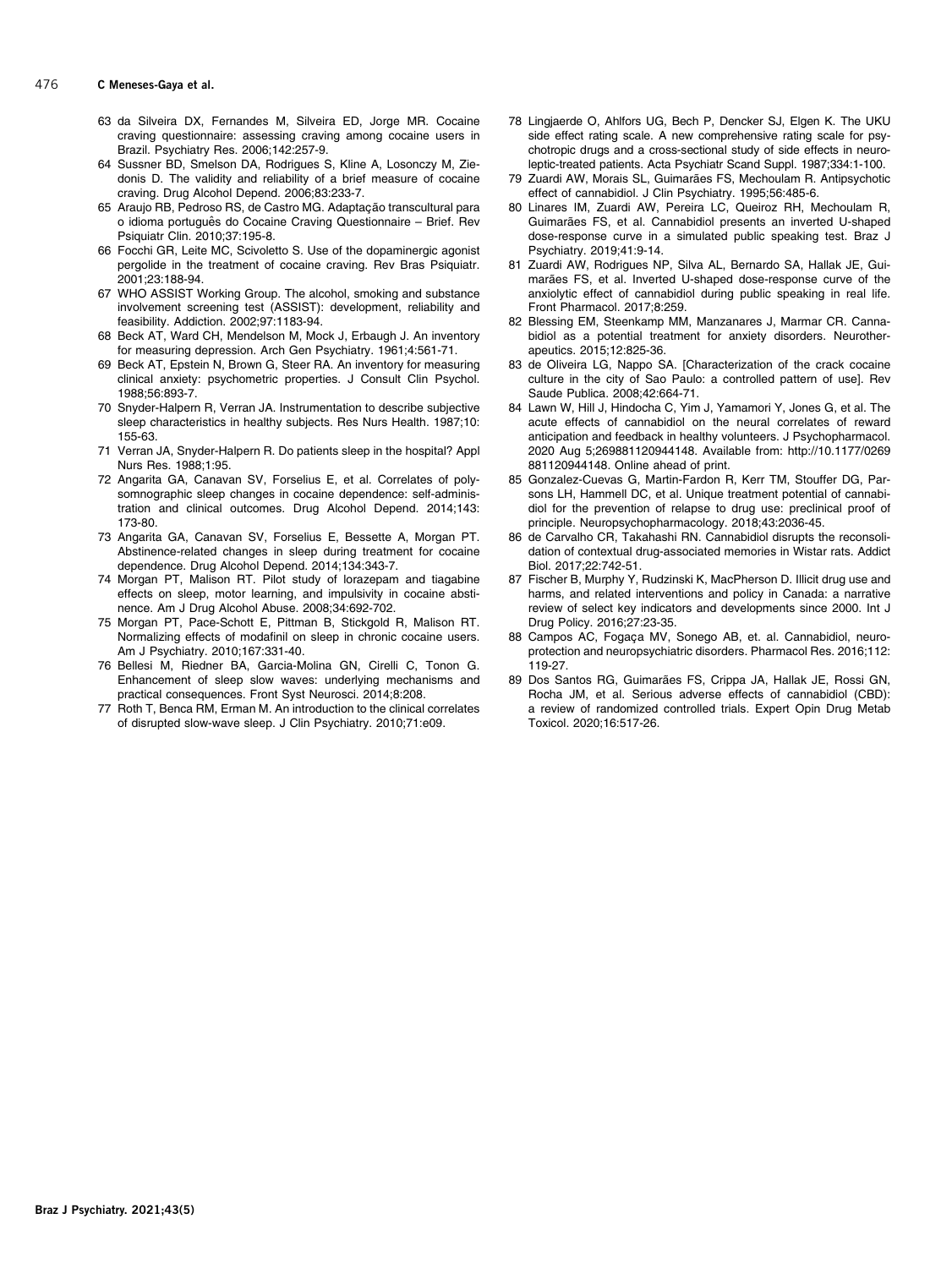63 da Silveira DX, Fernandes M, Silveira ED, Jorge MR. Cocaine craving questionnaire: assessing craving among cocaine users in Brazil. Psychiatry Res. 2006;142:257-9.

64 Sussner BD, Smelson DA, Rodrigues S, Kline A, Losonczy M, Ziedonis D. The validity and reliability of a brief measure of cocaine craving. Drug Alcohol Depend. 2006;83:233-7.

65 Araujo RB, Pedroso RS, de Castro MG. Adaptação transcultural para o idioma português do Cocaine Craving Questionnaire – Brief. Rev Psiquiatr Clin. 2010;37:195-8.

66 Focchi GR, Leite MC, Scivoletto S. Use of the dopaminergic agonist pergolide in the treatment of cocaine craving. Rev Bras Psiquiatr. 2001;23:188-94.

67 WHO ASSIST Working Group. The alcohol, smoking and substance involvement screening test (ASSIST): development, reliability and feasibility. Addiction. 2002;97:1183-94.

68 Beck AT, Ward CH, Mendelson M, Mock J, Erbaugh J. An inventory for measuring depression. Arch Gen Psychiatry. 1961;4:561-71.

69 Beck AT, Epstein N, Brown G, Steer RA. An inventory for measuring clinical anxiety: psychometric properties. J Consult Clin Psychol. 1988;56:893-7.

70 Snyder-Halpern R, Verran JA. Instrumentation to describe subjective sleep characteristics in healthy subjects. Res Nurs Health. 1987;10:155-63.

71 Verran JA, Snyder-Halpern R. Do patients sleep in the hospital? Appl Nurs Res. 1988;1:95.

72 Angarita GA, Canavan SV, Forselius E, et al. Correlates of polysomnographic sleep changes in cocaine dependence: self-administration and clinical outcomes. Drug Alcohol Depend. 2014;143:173-80.

73 Angarita GA, Canavan SV, Forselius E, Bessette A, Morgan PT. Abstinence-related changes in sleep during treatment for cocaine dependence. Drug Alcohol Depend. 2014;134:343-7.

74 Morgan PT, Malison RT. Pilot study of lorazepam and tiagabine effects on sleep, motor learning, and impulsivity in cocaine abstinence. Am J Drug Alcohol Abuse. 2008;34:692-702.

75 Morgan PT, Pace-Schott E, Pittman B, Stickgold R, Malison RT. Normalizing effects of modafinil on sleep in chronic cocaine users. Am J Psychiatry. 2010;167:331-40.

76 Bellesi M, Riedner BA, Garcia-Molina GN, Cirelli C, Tonon G. Enhancement of sleep slow waves: underlying mechanisms and practical consequences. Front Syst Neurosci. 2014;8:208.

77 Roth T, Benca RM, Erman M. An introduction to the clinical correlates of disrupted slow-wave sleep. J Clin Psychiatry. 2010;71:e09.

78 Lingjaerde O, Ahlfors UG, Bech P, Dencker SJ, Elgen K. The UKU side effect rating scale. A new comprehensive rating scale for psychotropic drugs and a cross-sectional study of side effects in neuroleptic-treated patients. Acta Psychiatr Scand Suppl. 1987;334:1-100.

79 Zuardi AW, Morais SL, Guimarães FS, Mechoulam R. Antipsychotic effect of cannabidiol. J Clin Psychiatry. 1995;56:485-6.

80 Linares IM, Zuardi AW, Pereira LC, Queiroz RH, Mechoulam R, Guimarães FS, et al. Cannabidiol presents an inverted U-shaped dose-response curve in a simulated public speaking test. Braz J Psychiatry. 2019;41:9-14.

81 Zuardi AW, Rodrigues NP, Silva AL, Bernardo SA, Hallak JE, Guimarães FS, et al. Inverted U-shaped dose-response curve of the anxiolytic effect of cannabidiol during public speaking in real life. Front Pharmacol. 2017;8:259.

82 Blessing EM, Steenkamp MM, Manzanares J, Marmar CR. Cannabidiol as a potential treatment for anxiety disorders. Neurotherapeutics. 2015;12:825-36.

83 de Oliveira LG, Nappo SA. [Characterization of the crack cocaine culture in the city of Sao Paulo: a controlled pattern of use]. Rev Saude Publica. 2008;42:664-71.

84 Lawn W, Hill J, Hindocha C, Yim J, Yamamori Y, Jones G, et al. The acute effects of cannabidiol on the neural correlates of reward anticipation and feedback in healthy volunteers. J Psychopharmacol. 2020 Aug 5;269881120944148. Available from: http://10.1177/0269881120944148. Online ahead of print.

85 Gonzalez-Cuevas G, Martin-Fardon R, Kerr TM, Stouffer DG, Parsons LH, Hammell DC, et al. Unique treatment potential of cannabidiol for the prevention of relapse to drug use: preclinical proof of principle. Neuropsychopharmacology. 2018;43:2036-45.

86 de Carvalho CR, Takahashi RN. Cannabidiol disrupts the reconsolidation of contextual drug-associated memories in Wistar rats. Addict Biol. 2017;22:742-51.

87 Fischer B, Murphy Y, Rudzinski K, MacPherson D. Illicit drug use and harms, and related interventions and policy in Canada: a narrative review of select key indicators and developments since 2000. Int J Drug Policy. 2016;27:23-35.

88 Campos AC, Fogaça MV, Sonego AB, et. al. Cannabidiol, neuroprotection and neuropsychiatric disorders. Pharmacol Res. 2016;112:119-27.

89 Dos Santos RG, Guimarães FS, Crippa JA, Hallak JE, Rossi GN, Rocha JM, et al. Serious adverse effects of cannabidiol (CBD): a review of randomized controlled trials. Expert Opin Drug Metab Toxicol. 2020;16:517-26.